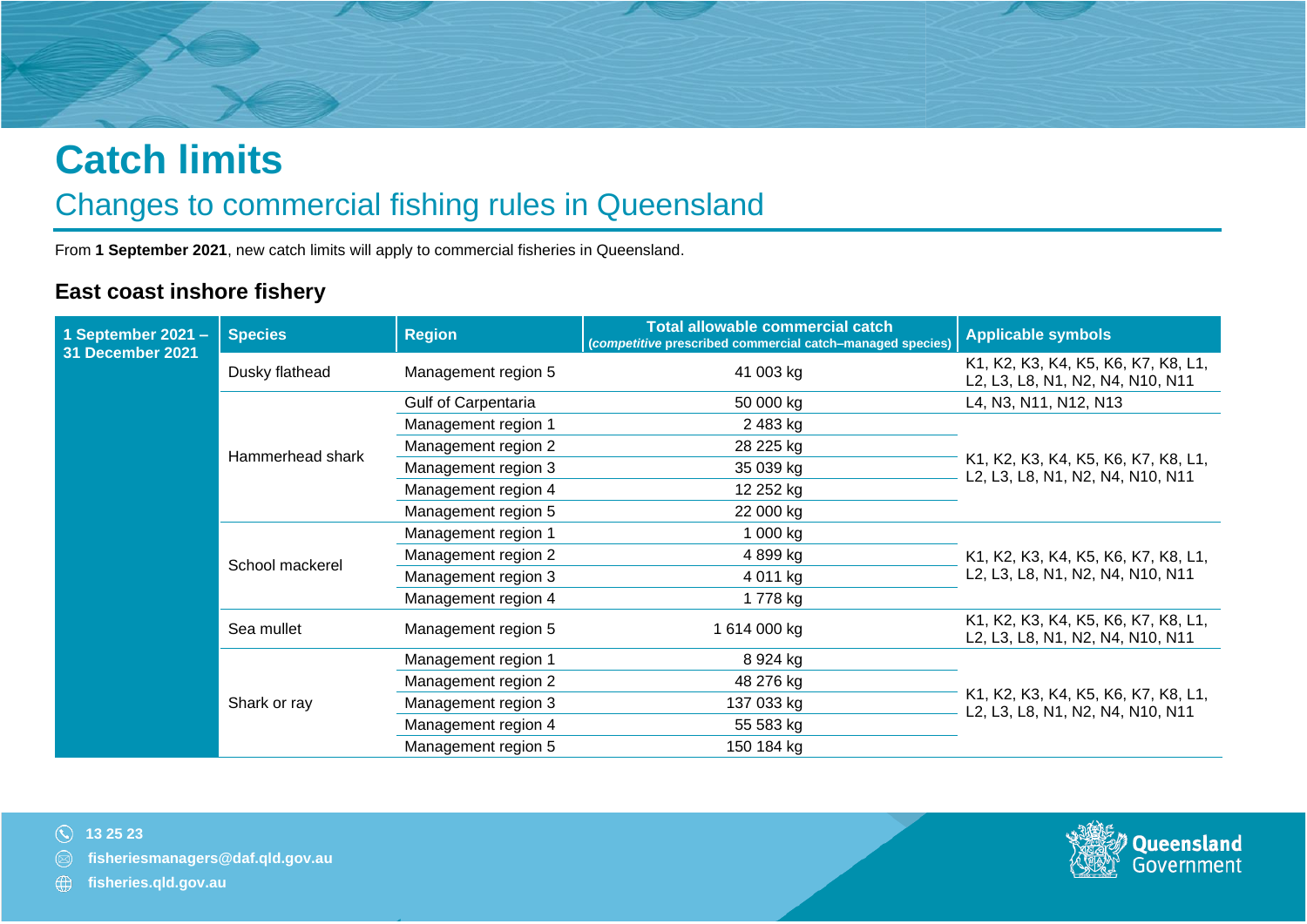# Catch limits

## Changes to commercial fishing rules in Queensland

From **1 September 2021**, new catch limits will apply to commercial fisheries in Queensland.

### East coast inshore fishery

| 1 September 2021 – 31 December 2021 | Species | Region | Total allowable commercial catch (*competitive* prescribed commercial catch–managed species) | Applicable symbols |
|---|---|---|---|---|
| | Dusky flathead | Management region 5 | 41 003 kg | K1, K2, K3, K4, K5, K6, K7, K8, L1, L2, L3, L8, N1, N2, N4, N10, N11 |
| | Hammerhead shark | Gulf of Carpentaria | 50 000 kg | L4, N3, N11, N12, N13 |
| | | Management region 1 | 2 483 kg | K1, K2, K3, K4, K5, K6, K7, K8, L1, L2, L3, L8, N1, N2, N4, N10, N11 |
| | | Management region 2 | 28 225 kg | |
| | | Management region 3 | 35 039 kg | |
| | | Management region 4 | 12 252 kg | |
| | | Management region 5 | 22 000 kg | |
| | School mackerel | Management region 1 | 1 000 kg | K1, K2, K3, K4, K5, K6, K7, K8, L1, L2, L3, L8, N1, N2, N4, N10, N11 |
| | | Management region 2 | 4 899 kg | |
| | | Management region 3 | 4 011 kg | |
| | | Management region 4 | 1 778 kg | |
| | Sea mullet | Management region 5 | 1 614 000 kg | K1, K2, K3, K4, K5, K6, K7, K8, L1, L2, L3, L8, N1, N2, N4, N10, N11 |
| | Shark or ray | Management region 1 | 8 924 kg | K1, K2, K3, K4, K5, K6, K7, K8, L1, L2, L3, L8, N1, N2, N4, N10, N11 |
| | | Management region 2 | 48 276 kg | |
| | | Management region 3 | 137 033 kg | |
| | | Management region 4 | 55 583 kg | |
| | | Management region 5 | 150 184 kg | |

13 25 23

fisheriesmanagers@daf.qld.gov.au

fisheries.qld.gov.au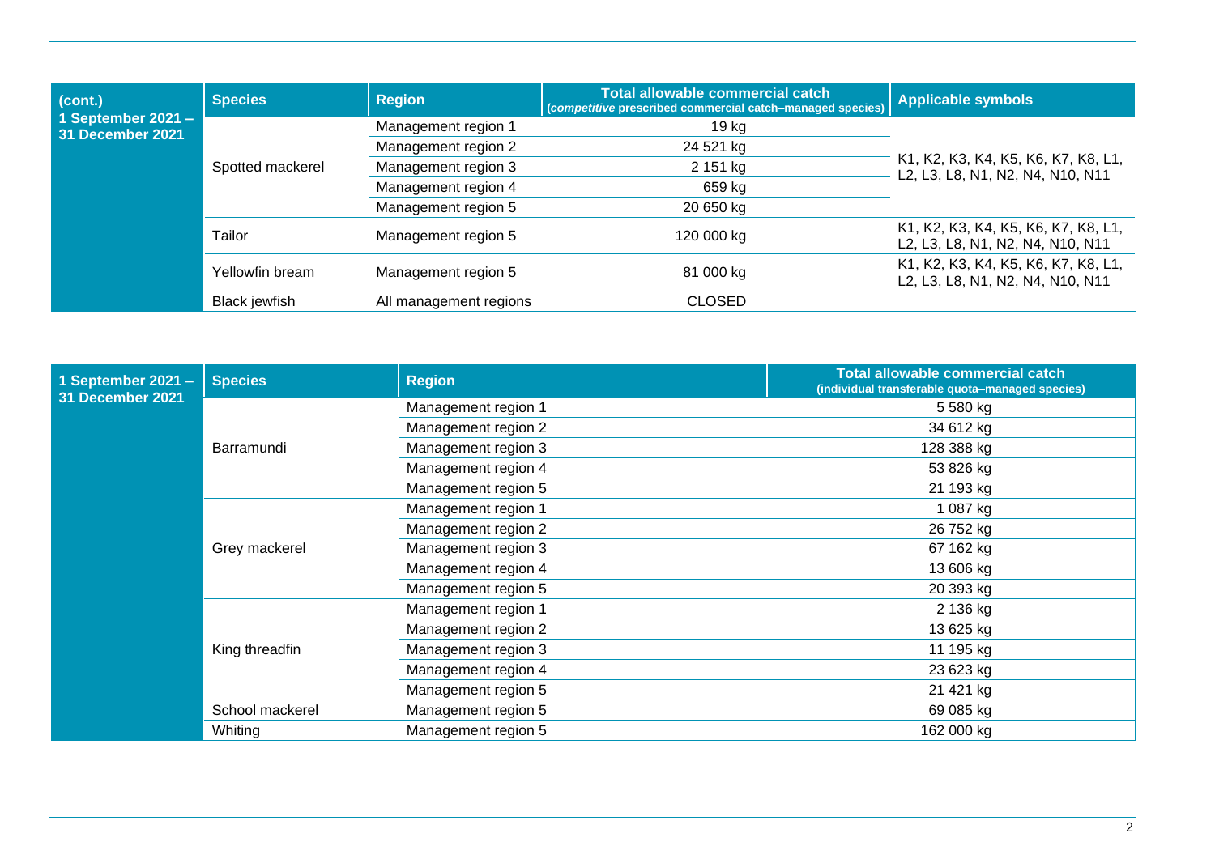| (cont.) 1 September 2021 – 31 December 2021 | Species | Region | Total allowable commercial catch (*competitive* prescribed commercial catch–managed species) | Applicable symbols |
|---|---|---|---|---|
| | Spotted mackerel | Management region 1 | 19 kg | K1, K2, K3, K4, K5, K6, K7, K8, L1, L2, L3, L8, N1, N2, N4, N10, N11 |
| | | Management region 2 | 24 521 kg | |
| | | Management region 3 | 2 151 kg | |
| | | Management region 4 | 659 kg | |
| | | Management region 5 | 20 650 kg | |
| | Tailor | Management region 5 | 120 000 kg | K1, K2, K3, K4, K5, K6, K7, K8, L1, L2, L3, L8, N1, N2, N4, N10, N11 |
| | Yellowfin bream | Management region 5 | 81 000 kg | K1, K2, K3, K4, K5, K6, K7, K8, L1, L2, L3, L8, N1, N2, N4, N10, N11 |
| | Black jewfish | All management regions | CLOSED | |

| 1 September 2021 – 31 December 2021 | Species | Region | Total allowable commercial catch (individual transferable quota–managed species) |
|---|---|---|---|
| | Barramundi | Management region 1 | 5 580 kg |
| | | Management region 2 | 34 612 kg |
| | | Management region 3 | 128 388 kg |
| | | Management region 4 | 53 826 kg |
| | | Management region 5 | 21 193 kg |
| | Grey mackerel | Management region 1 | 1 087 kg |
| | | Management region 2 | 26 752 kg |
| | | Management region 3 | 67 162 kg |
| | | Management region 4 | 13 606 kg |
| | | Management region 5 | 20 393 kg |
| | King threadfin | Management region 1 | 2 136 kg |
| | | Management region 2 | 13 625 kg |
| | | Management region 3 | 11 195 kg |
| | | Management region 4 | 23 623 kg |
| | | Management region 5 | 21 421 kg |
| | School mackerel | Management region 5 | 69 085 kg |
| | Whiting | Management region 5 | 162 000 kg |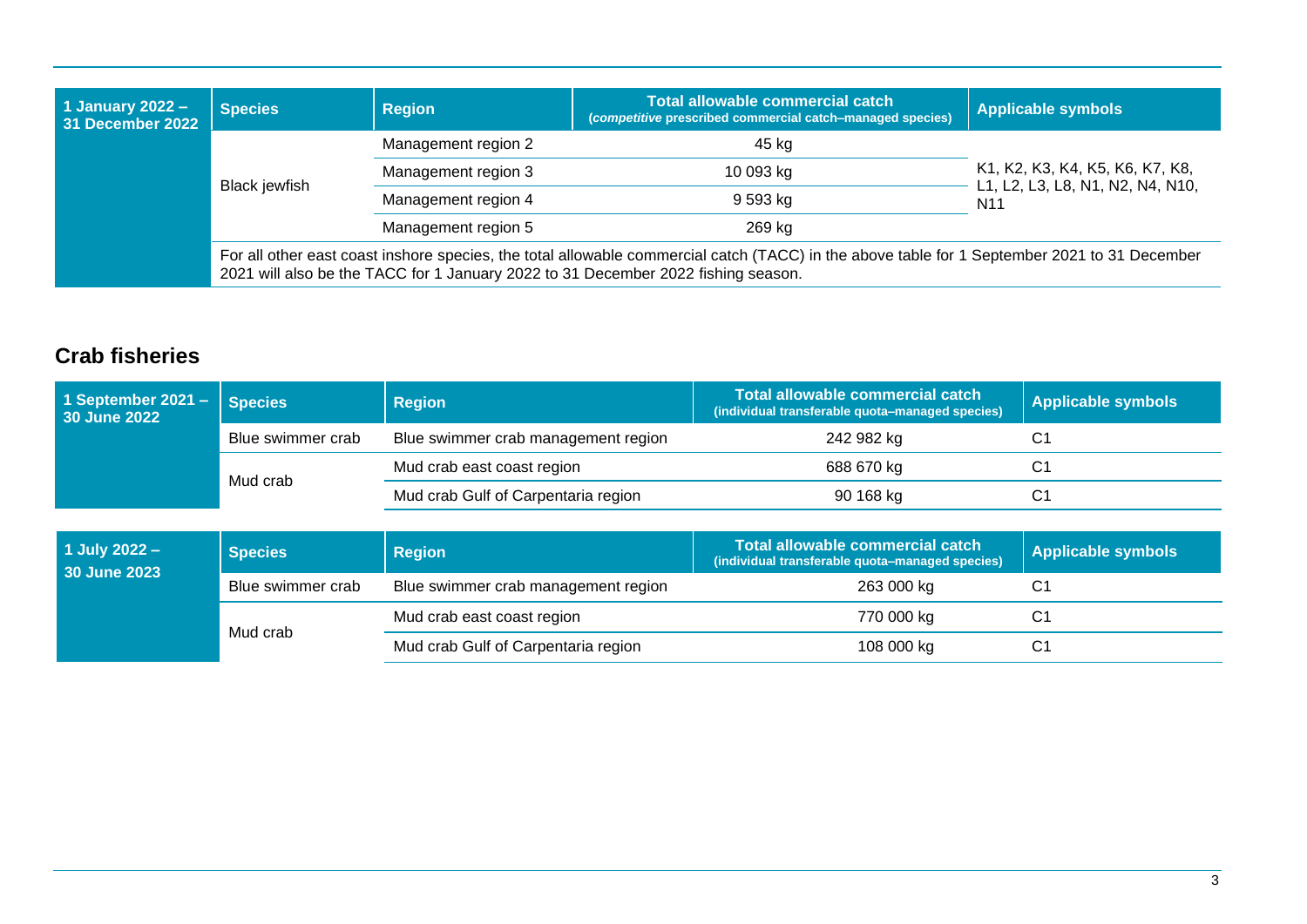| 1 January 2022 – 31 December 2022 | Species | Region | Total allowable commercial catch (*competitive* prescribed commercial catch–managed species) | Applicable symbols |
|---|---|---|---|---|
| | Black jewfish | Management region 2 | 45 kg | K1, K2, K3, K4, K5, K6, K7, K8, L1, L2, L3, L8, N1, N2, N4, N10, N11 |
| | | Management region 3 | 10 093 kg | |
| | | Management region 4 | 9 593 kg | |
| | | Management region 5 | 269 kg | |
| | For all other east coast inshore species, the total allowable commercial catch (TACC) in the above table for 1 September 2021 to 31 December 2021 will also be the TACC for 1 January 2022 to 31 December 2022 fishing season. | | | |

## Crab fisheries

| 1 September 2021 – 30 June 2022 | Species | Region | Total allowable commercial catch (individual transferable quota–managed species) | Applicable symbols |
|---|---|---|---|---|
| | Blue swimmer crab | Blue swimmer crab management region | 242 982 kg | C1 |
| | Mud crab | Mud crab east coast region | 688 670 kg | C1 |
| | | Mud crab Gulf of Carpentaria region | 90 168 kg | C1 |

| 1 July 2022 – 30 June 2023 | Species | Region | Total allowable commercial catch (individual transferable quota–managed species) | Applicable symbols |
|---|---|---|---|---|
| | Blue swimmer crab | Blue swimmer crab management region | 263 000 kg | C1 |
| | Mud crab | Mud crab east coast region | 770 000 kg | C1 |
| | | Mud crab Gulf of Carpentaria region | 108 000 kg | C1 |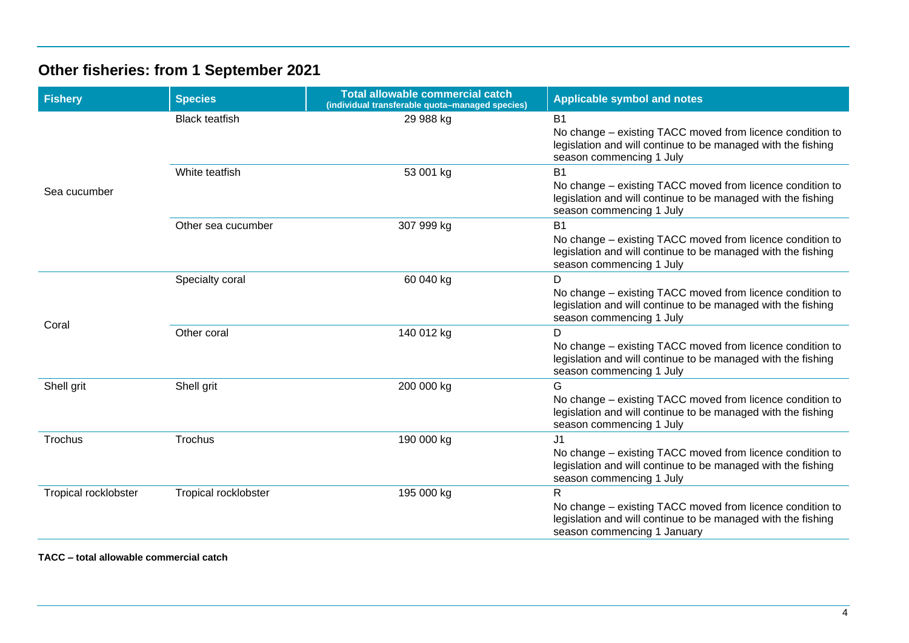## Other fisheries: from 1 September 2021

| Fishery | Species | Total allowable commercial catch (individual transferable quota–managed species) | Applicable symbol and notes |
|---|---|---|---|
| Sea cucumber | Black teatfish | 29 988 kg | B1<br>No change – existing TACC moved from licence condition to legislation and will continue to be managed with the fishing season commencing 1 July |
| | White teatfish | 53 001 kg | B1<br>No change – existing TACC moved from licence condition to legislation and will continue to be managed with the fishing season commencing 1 July |
| | Other sea cucumber | 307 999 kg | B1<br>No change – existing TACC moved from licence condition to legislation and will continue to be managed with the fishing season commencing 1 July |
| Coral | Specialty coral | 60 040 kg | D<br>No change – existing TACC moved from licence condition to legislation and will continue to be managed with the fishing season commencing 1 July |
| | Other coral | 140 012 kg | D<br>No change – existing TACC moved from licence condition to legislation and will continue to be managed with the fishing season commencing 1 July |
| Shell grit | Shell grit | 200 000 kg | G<br>No change – existing TACC moved from licence condition to legislation and will continue to be managed with the fishing season commencing 1 July |
| Trochus | Trochus | 190 000 kg | J1<br>No change – existing TACC moved from licence condition to legislation and will continue to be managed with the fishing season commencing 1 July |
| Tropical rocklobster | Tropical rocklobster | 195 000 kg | R<br>No change – existing TACC moved from licence condition to legislation and will continue to be managed with the fishing season commencing 1 January |

**TACC – total allowable commercial catch**